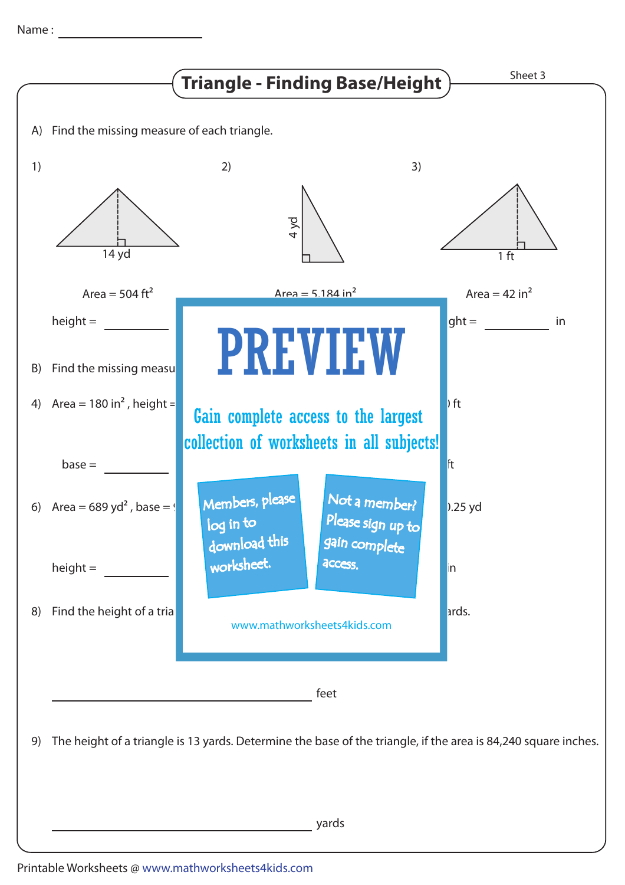Name : ____________________

# Triangle - Finding Base/Height

Sheet 3

A) Find the missing measure of each triangle.

1) 14 yd

Area = 504 $ft^2$

height = __________

2) 4 yd

Area = 5,184 $in^2$

3) 1 ft

Area = 42 $in^2$

ght = __________ in

B) Find the missing measu

4) Area = 180 $in^2$ , height =

) ft

base = __________

ft

6) Area = 689 $yd^2$ , base = 9

).25 yd

height = __________

n

8) Find the height of a tria

ards.

PREVIEW

Gain complete access to the largest collection of worksheets in all subjects!

Members, please log in to download this worksheet.

Not a member? Please sign up to gain complete access.

www.mathworksheets4kids.com

________________________________ feet

9) The height of a triangle is 13 yards. Determine the base of the triangle, if the area is 84,240 square inches.

________________________________ yards

Printable Worksheets @ www.mathworksheets4kids.com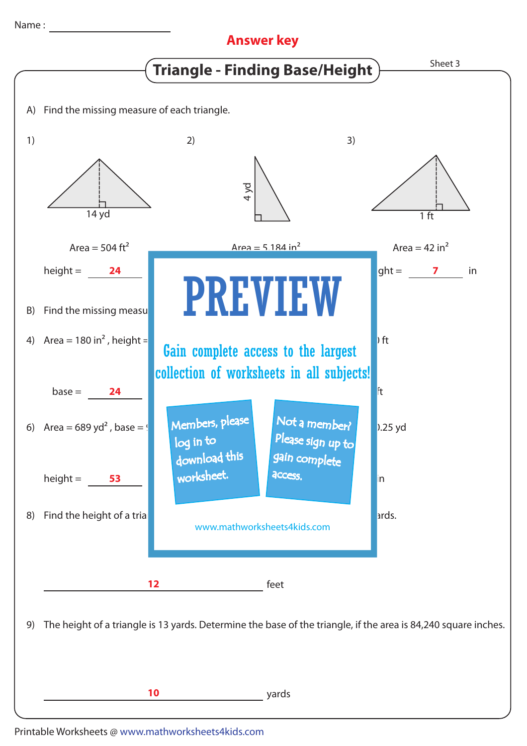Name : ____________________

**Answer key**

# Triangle - Finding Base/Height

Sheet 3

A) Find the missing measure of each triangle.

1)

14 yd

Area = 504 $ft^2$

height = **24**

2)

4 yd

Area = 5,184 $in^2$

3)

1 ft

Area = 42 $in^2$

ght = **7** in

PREVIEW

Gain complete access to the largest collection of worksheets in all subjects!

Members, please log in to download this worksheet.

Not a member? Please sign up to gain complete access.

www.mathworksheets4kids.com

B) Find the missing measu

4) Area = 180 $in^2$ , height =

base = **24**

) ft

ft

6) Area = 689 $yd^2$ , base = 9

).25 yd

height = **53**

in

8) Find the height of a tria

ards.

**12** feet

9) The height of a triangle is 13 yards. Determine the base of the triangle, if the area is 84,240 square inches.

**10** yards

Printable Worksheets @ www.mathworksheets4kids.com